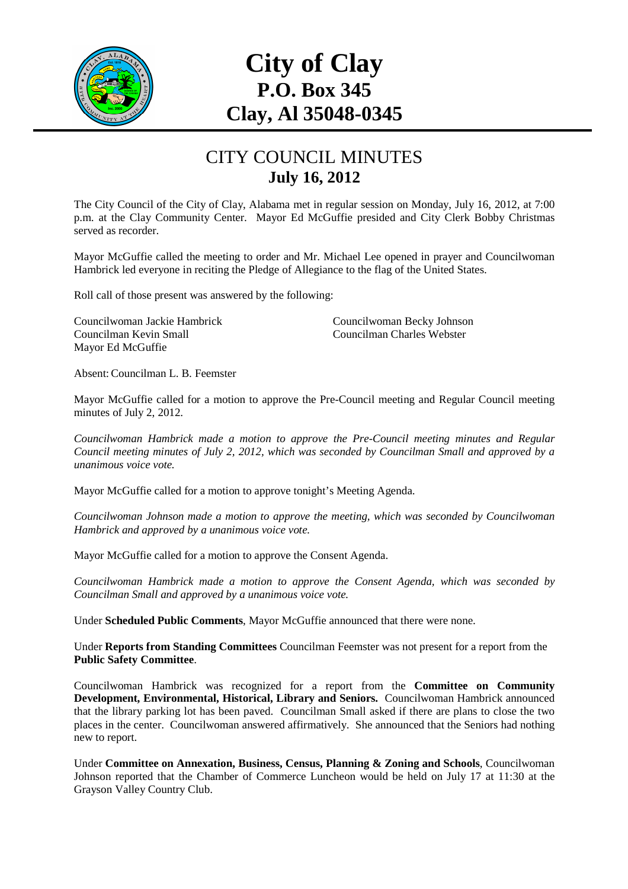# City of Clay
## P.O. Box 345
## Clay, Al 35048-0345

## CITY COUNCIL MINUTES
### July 16, 2012

The City Council of the City of Clay, Alabama met in regular session on Monday, July 16, 2012, at 7:00 p.m. at the Clay Community Center. Mayor Ed McGuffie presided and City Clerk Bobby Christmas served as recorder.

Mayor McGuffie called the meeting to order and Mr. Michael Lee opened in prayer and Councilwoman Hambrick led everyone in reciting the Pledge of Allegiance to the flag of the United States.

Roll call of those present was answered by the following:

Councilwoman Jackie Hambrick
Councilwoman Becky Johnson
Councilman Kevin Small
Councilman Charles Webster
Mayor Ed McGuffie

Absent: Councilman L. B. Feemster

Mayor McGuffie called for a motion to approve the Pre-Council meeting and Regular Council meeting minutes of July 2, 2012.

*Councilwoman Hambrick made a motion to approve the Pre-Council meeting minutes and Regular Council meeting minutes of July 2, 2012, which was seconded by Councilman Small and approved by a unanimous voice vote.*

Mayor McGuffie called for a motion to approve tonight's Meeting Agenda.

*Councilwoman Johnson made a motion to approve the meeting, which was seconded by Councilwoman Hambrick and approved by a unanimous voice vote.*

Mayor McGuffie called for a motion to approve the Consent Agenda.

*Councilwoman Hambrick made a motion to approve the Consent Agenda, which was seconded by Councilman Small and approved by a unanimous voice vote.*

Under **Scheduled Public Comments**, Mayor McGuffie announced that there were none.

Under **Reports from Standing Committees** Councilman Feemster was not present for a report from the **Public Safety Committee**.

Councilwoman Hambrick was recognized for a report from the **Committee on Community Development, Environmental, Historical, Library and Seniors.** Councilwoman Hambrick announced that the library parking lot has been paved. Councilman Small asked if there are plans to close the two places in the center. Councilwoman answered affirmatively. She announced that the Seniors had nothing new to report.

Under **Committee on Annexation, Business, Census, Planning & Zoning and Schools**, Councilwoman Johnson reported that the Chamber of Commerce Luncheon would be held on July 17 at 11:30 at the Grayson Valley Country Club.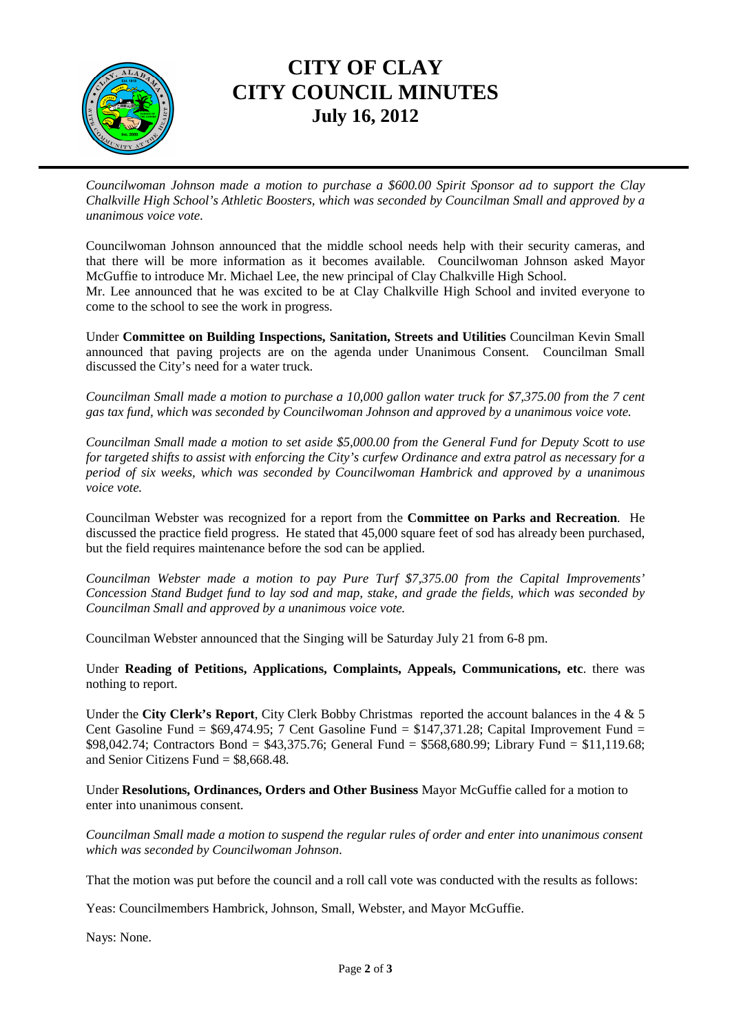*Councilwoman Johnson made a motion to purchase a $600.00 Spirit Sponsor ad to support the Clay Chalkville High School's Athletic Boosters, which was seconded by Councilman Small and approved by a unanimous voice vote.*

Councilwoman Johnson announced that the middle school needs help with their security cameras, and that there will be more information as it becomes available. Councilwoman Johnson asked Mayor McGuffie to introduce Mr. Michael Lee, the new principal of Clay Chalkville High School.
Mr. Lee announced that he was excited to be at Clay Chalkville High School and invited everyone to come to the school to see the work in progress.

Under **Committee on Building Inspections, Sanitation, Streets and Utilities** Councilman Kevin Small announced that paving projects are on the agenda under Unanimous Consent. Councilman Small discussed the City's need for a water truck.

*Councilman Small made a motion to purchase a 10,000 gallon water truck for $7,375.00 from the 7 cent gas tax fund, which was seconded by Councilwoman Johnson and approved by a unanimous voice vote.*

*Councilman Small made a motion to set aside $5,000.00 from the General Fund for Deputy Scott to use for targeted shifts to assist with enforcing the City's curfew Ordinance and extra patrol as necessary for a period of six weeks, which was seconded by Councilwoman Hambrick and approved by a unanimous voice vote.*

Councilman Webster was recognized for a report from the **Committee on Parks and Recreation**. He discussed the practice field progress. He stated that 45,000 square feet of sod has already been purchased, but the field requires maintenance before the sod can be applied.

*Councilman Webster made a motion to pay Pure Turf $7,375.00 from the Capital Improvements' Concession Stand Budget fund to lay sod and map, stake, and grade the fields, which was seconded by Councilman Small and approved by a unanimous voice vote.*

Councilman Webster announced that the Singing will be Saturday July 21 from 6-8 pm.

Under **Reading of Petitions, Applications, Complaints, Appeals, Communications, etc**. there was nothing to report.

Under the **City Clerk's Report**, City Clerk Bobby Christmas reported the account balances in the 4 & 5 Cent Gasoline Fund = $69,474.95; 7 Cent Gasoline Fund = $147,371.28; Capital Improvement Fund = $98,042.74; Contractors Bond = $43,375.76; General Fund = $568,680.99; Library Fund = $11,119.68; and Senior Citizens Fund = $8,668.48.

Under **Resolutions, Ordinances, Orders and Other Business** Mayor McGuffie called for a motion to enter into unanimous consent.

*Councilman Small made a motion to suspend the regular rules of order and enter into unanimous consent which was seconded by Councilwoman Johnson.*

That the motion was put before the council and a roll call vote was conducted with the results as follows:

Yeas: Councilmembers Hambrick, Johnson, Small, Webster, and Mayor McGuffie.

Nays: None.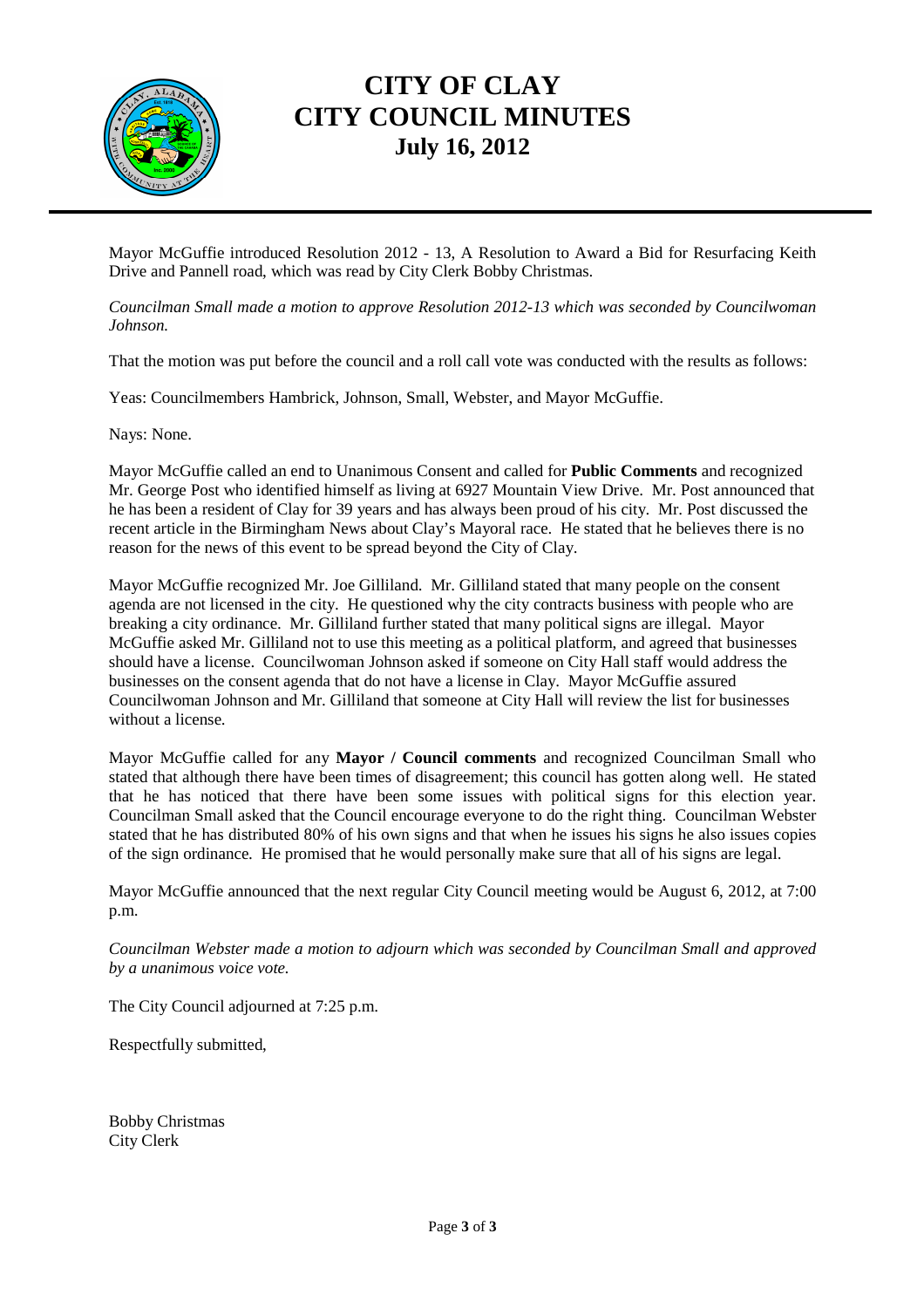# CITY OF CLAY
# CITY COUNCIL MINUTES
## July 16, 2012

Mayor McGuffie introduced Resolution 2012 - 13, A Resolution to Award a Bid for Resurfacing Keith Drive and Pannell road, which was read by City Clerk Bobby Christmas.

*Councilman Small made a motion to approve Resolution 2012-13 which was seconded by Councilwoman Johnson.*

That the motion was put before the council and a roll call vote was conducted with the results as follows:

Yeas: Councilmembers Hambrick, Johnson, Small, Webster, and Mayor McGuffie.

Nays: None.

Mayor McGuffie called an end to Unanimous Consent and called for **Public Comments** and recognized Mr. George Post who identified himself as living at 6927 Mountain View Drive. Mr. Post announced that he has been a resident of Clay for 39 years and has always been proud of his city. Mr. Post discussed the recent article in the Birmingham News about Clay's Mayoral race. He stated that he believes there is no reason for the news of this event to be spread beyond the City of Clay.

Mayor McGuffie recognized Mr. Joe Gilliland. Mr. Gilliland stated that many people on the consent agenda are not licensed in the city. He questioned why the city contracts business with people who are breaking a city ordinance. Mr. Gilliland further stated that many political signs are illegal. Mayor McGuffie asked Mr. Gilliland not to use this meeting as a political platform, and agreed that businesses should have a license. Councilwoman Johnson asked if someone on City Hall staff would address the businesses on the consent agenda that do not have a license in Clay. Mayor McGuffie assured Councilwoman Johnson and Mr. Gilliland that someone at City Hall will review the list for businesses without a license.

Mayor McGuffie called for any **Mayor / Council comments** and recognized Councilman Small who stated that although there have been times of disagreement; this council has gotten along well. He stated that he has noticed that there have been some issues with political signs for this election year. Councilman Small asked that the Council encourage everyone to do the right thing. Councilman Webster stated that he has distributed 80% of his own signs and that when he issues his signs he also issues copies of the sign ordinance. He promised that he would personally make sure that all of his signs are legal.

Mayor McGuffie announced that the next regular City Council meeting would be August 6, 2012, at 7:00 p.m.

*Councilman Webster made a motion to adjourn which was seconded by Councilman Small and approved by a unanimous voice vote.*

The City Council adjourned at 7:25 p.m.

Respectfully submitted,

Bobby Christmas
City Clerk